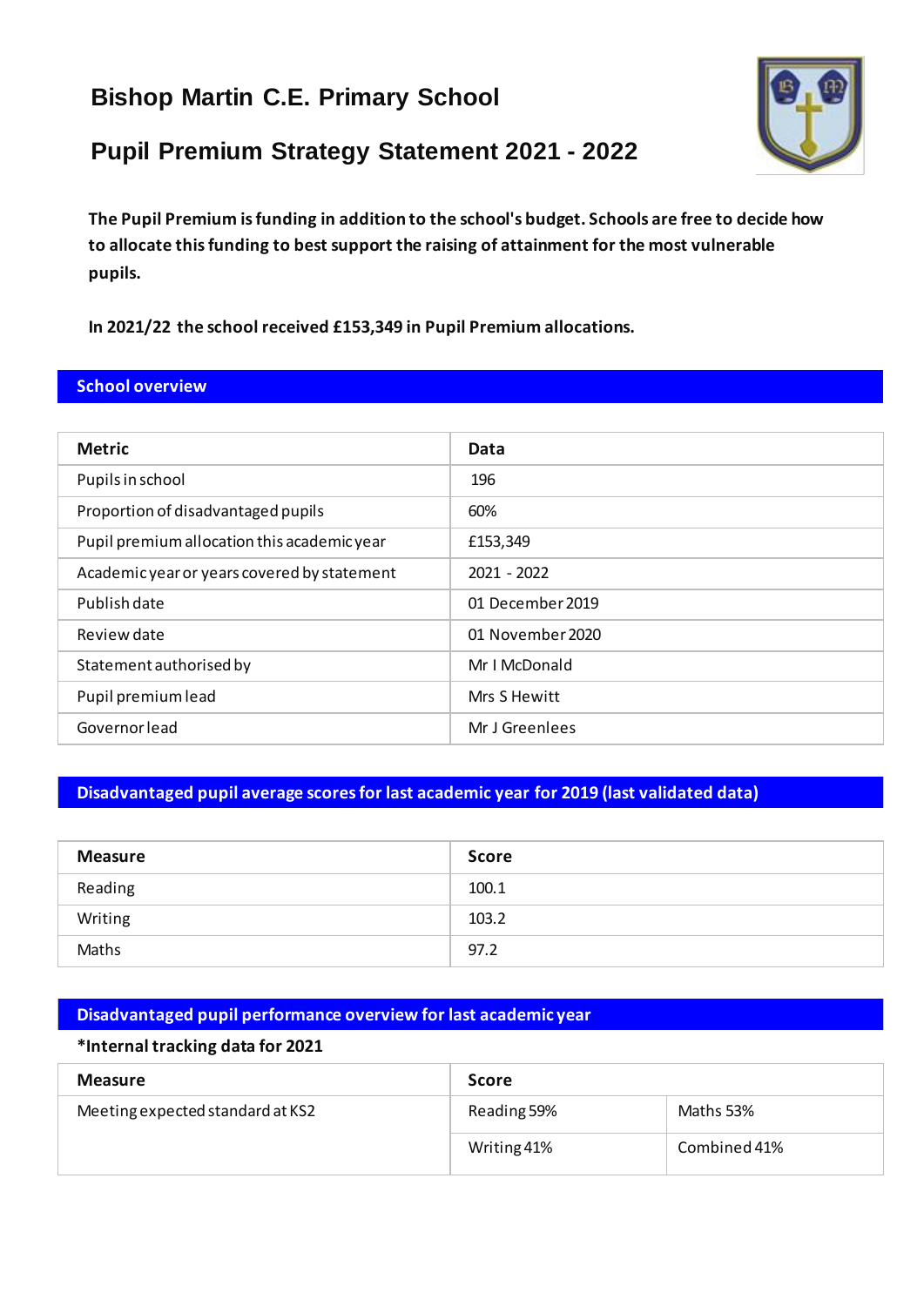# Bishop Martin C.E. Primary School

## Pupil Premium Strategy Statement 2021 - 2022

**The Pupil Premium is funding in addition to the school's budget. Schools are free to decide how to allocate this funding to best support the raising of attainment for the most vulnerable pupils.**

**In 2021/22 the school received £153,349 in Pupil Premium allocations.**

## School overview

| Metric | Data |
|---|---|
| Pupils in school | 196 |
| Proportion of disadvantaged pupils | 60% |
| Pupil premium allocation this academic year | £153,349 |
| Academic year or years covered by statement | 2021 - 2022 |
| Publish date | 01 December 2019 |
| Review date | 01 November 2020 |
| Statement authorised by | Mr I McDonald |
| Pupil premium lead | Mrs S Hewitt |
| Governor lead | Mr J Greenlees |

## Disadvantaged pupil average scores for last academic year for 2019 (last validated data)

| Measure | Score |
|---|---|
| Reading | 100.1 |
| Writing | 103.2 |
| Maths | 97.2 |

## Disadvantaged pupil performance overview for last academic year

**\*Internal tracking data for 2021**

| Measure | Score | |
|---|---|---|
| Meeting expected standard at KS2 | Reading 59% | Maths 53% |
| | Writing 41% | Combined 41% |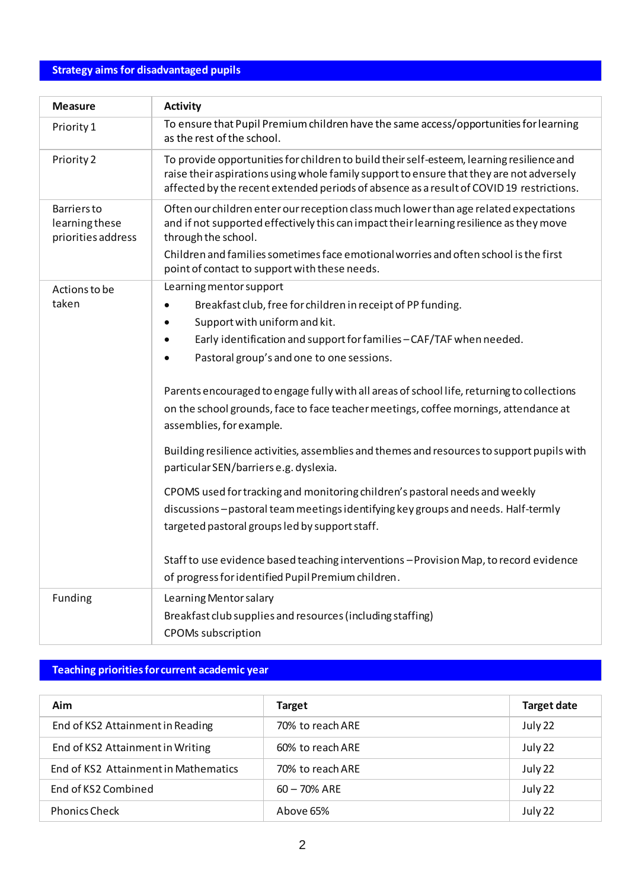## Strategy aims for disadvantaged pupils

| Measure | Activity |
|---|---|
| Priority 1 | To ensure that Pupil Premium children have the same access/opportunities for learning as the rest of the school. |
| Priority 2 | To provide opportunities for children to build their self-esteem, learning resilience and raise their aspirations using whole family support to ensure that they are not adversely affected by the recent extended periods of absence as a result of COVID 19 restrictions. |
| Barriers to learning these priorities address | Often our children enter our reception class much lower than age related expectations and if not supported effectively this can impact their learning resilience as they move through the school.<br>Children and families sometimes face emotional worries and often school is the first point of contact to support with these needs. |
| Actions to be taken | Learning mentor support<br>• Breakfast club, free for children in receipt of PP funding.<br>• Support with uniform and kit.<br>• Early identification and support for families – CAF/TAF when needed.<br>• Pastoral group's and one to one sessions.<br><br>Parents encouraged to engage fully with all areas of school life, returning to collections on the school grounds, face to face teacher meetings, coffee mornings, attendance at assemblies, for example.<br><br>Building resilience activities, assemblies and themes and resources to support pupils with particular SEN/barriers e.g. dyslexia.<br><br>CPOMS used for tracking and monitoring children's pastoral needs and weekly discussions – pastoral team meetings identifying key groups and needs. Half-termly targeted pastoral groups led by support staff.<br><br>Staff to use evidence based teaching interventions – Provision Map, to record evidence of progress for identified Pupil Premium children. |
| Funding | Learning Mentor salary<br>Breakfast club supplies and resources (including staffing)<br>CPOMs subscription |

## Teaching priorities for current academic year

| Aim | Target | Target date |
|---|---|---|
| End of KS2 Attainment in Reading | 70% to reach ARE | July 22 |
| End of KS2 Attainment in Writing | 60% to reach ARE | July 22 |
| End of KS2 Attainment in Mathematics | 70% to reach ARE | July 22 |
| End of KS2 Combined | 60 – 70% ARE | July 22 |
| Phonics Check | Above 65% | July 22 |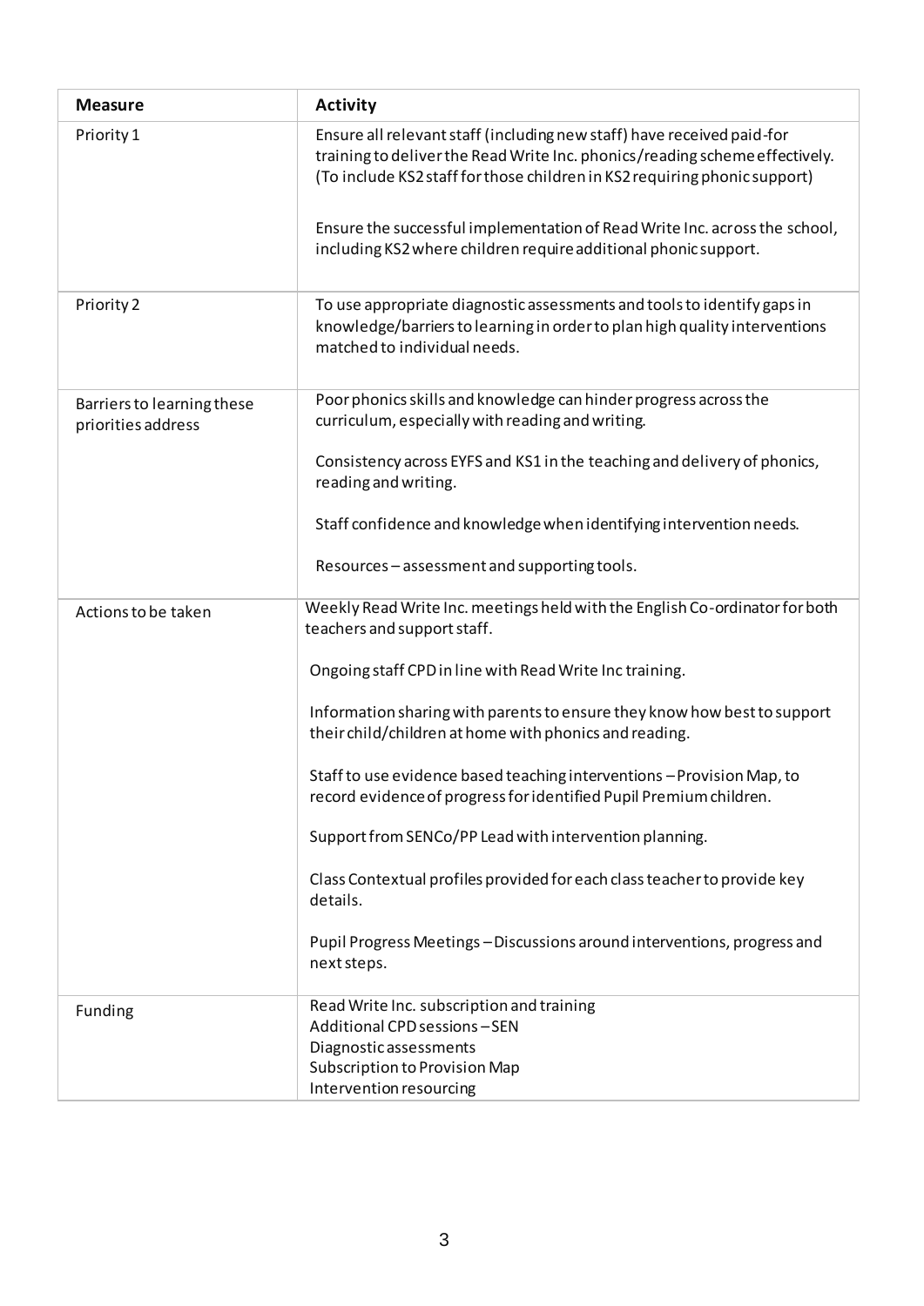| Measure | Activity |
|---|---|
| Priority 1 | Ensure all relevant staff (including new staff) have received paid-for training to deliver the Read Write Inc. phonics/reading scheme effectively. (To include KS2 staff for those children in KS2 requiring phonic support)<br><br>Ensure the successful implementation of Read Write Inc. across the school, including KS2 where children require additional phonic support. |
| Priority 2 | To use appropriate diagnostic assessments and tools to identify gaps in knowledge/barriers to learning in order to plan high quality interventions matched to individual needs. |
| Barriers to learning these priorities address | Poor phonics skills and knowledge can hinder progress across the curriculum, especially with reading and writing.<br><br>Consistency across EYFS and KS1 in the teaching and delivery of phonics, reading and writing.<br><br>Staff confidence and knowledge when identifying intervention needs.<br><br>Resources – assessment and supporting tools. |
| Actions to be taken | Weekly Read Write Inc. meetings held with the English Co-ordinator for both teachers and support staff.<br><br>Ongoing staff CPD in line with Read Write Inc training.<br><br>Information sharing with parents to ensure they know how best to support their child/children at home with phonics and reading.<br><br>Staff to use evidence based teaching interventions – Provision Map, to record evidence of progress for identified Pupil Premium children.<br><br>Support from SENCo/PP Lead with intervention planning.<br><br>Class Contextual profiles provided for each class teacher to provide key details.<br><br>Pupil Progress Meetings – Discussions around interventions, progress and next steps. |
| Funding | Read Write Inc. subscription and training<br>Additional CPD sessions – SEN<br>Diagnostic assessments<br>Subscription to Provision Map<br>Intervention resourcing |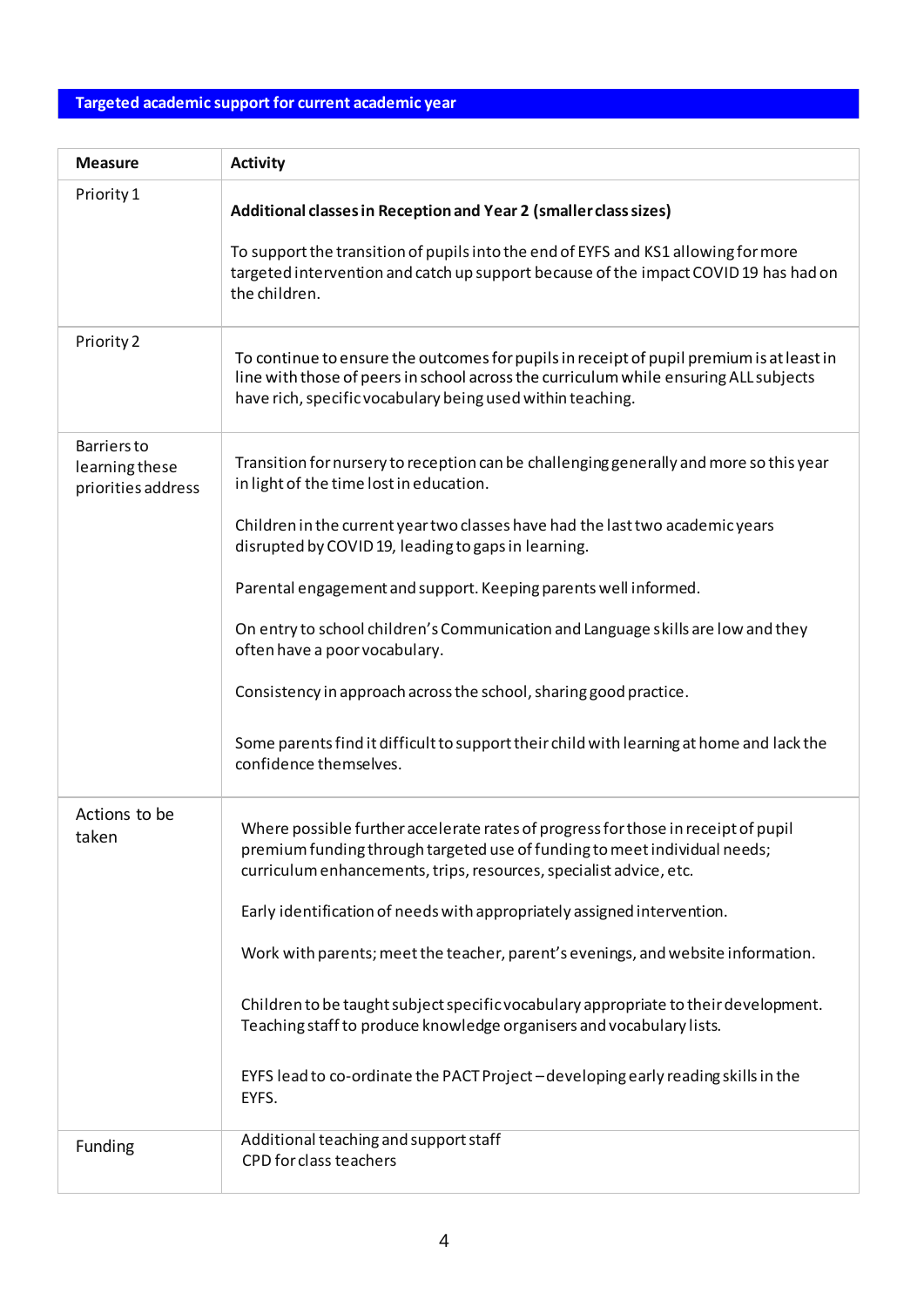## Targeted academic support for current academic year

| Measure | Activity |
| --- | --- |
| Priority 1 | **Additional classes in Reception and Year 2 (smaller class sizes)**<br><br>To support the transition of pupils into the end of EYFS and KS1 allowing for more targeted intervention and catch up support because of the impact COVID 19 has had on the children. |
| Priority 2 | To continue to ensure the outcomes for pupils in receipt of pupil premium is at least in line with those of peers in school across the curriculum while ensuring ALL subjects have rich, specific vocabulary being used within teaching. |
| Barriers to learning these priorities address | Transition for nursery to reception can be challenging generally and more so this year in light of the time lost in education.<br><br>Children in the current year two classes have had the last two academic years disrupted by COVID 19, leading to gaps in learning.<br><br>Parental engagement and support. Keeping parents well informed.<br><br>On entry to school children's Communication and Language skills are low and they often have a poor vocabulary.<br><br>Consistency in approach across the school, sharing good practice.<br><br>Some parents find it difficult to support their child with learning at home and lack the confidence themselves. |
| Actions to be taken | Where possible further accelerate rates of progress for those in receipt of pupil premium funding through targeted use of funding to meet individual needs; curriculum enhancements, trips, resources, specialist advice, etc.<br><br>Early identification of needs with appropriately assigned intervention.<br><br>Work with parents; meet the teacher, parent's evenings, and website information.<br><br>Children to be taught subject specific vocabulary appropriate to their development. Teaching staff to produce knowledge organisers and vocabulary lists.<br><br>EYFS lead to co-ordinate the PACT Project – developing early reading skills in the EYFS. |
| Funding | Additional teaching and support staff<br>CPD for class teachers |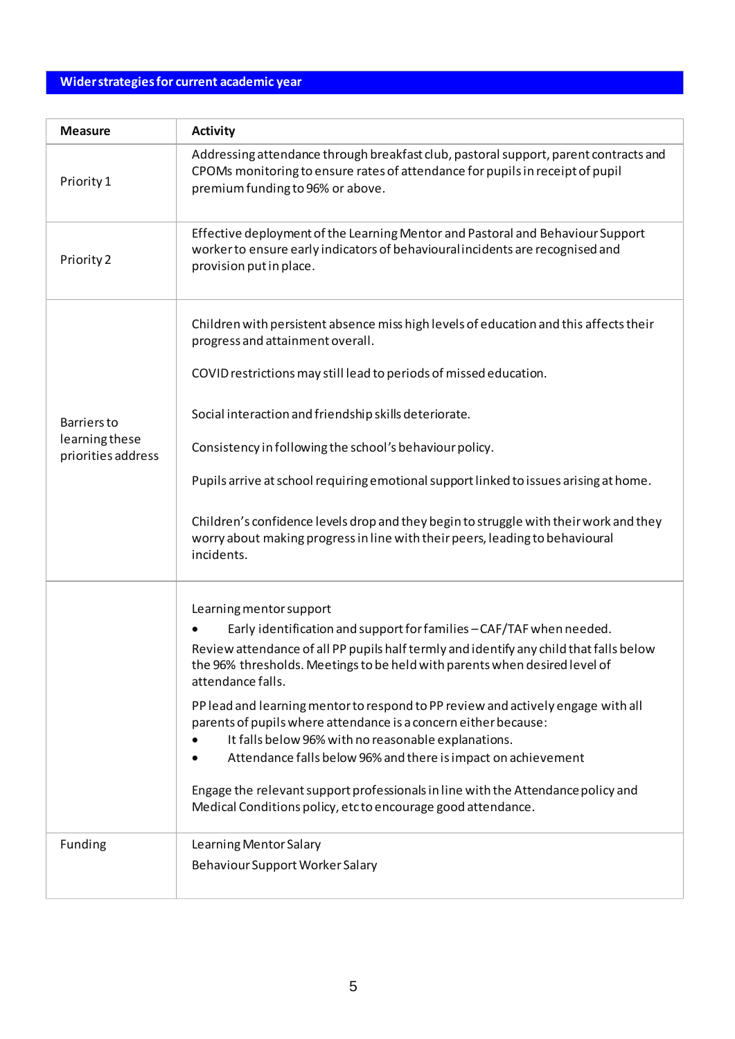## Wider strategies for current academic year

| Measure | Activity |
|---|---|
| Priority 1 | Addressing attendance through breakfast club, pastoral support, parent contracts and CPOMs monitoring to ensure rates of attendance for pupils in receipt of pupil premium funding to 96% or above. |
| Priority 2 | Effective deployment of the Learning Mentor and Pastoral and Behaviour Support worker to ensure early indicators of behavioural incidents are recognised and provision put in place. |
| Barriers to learning these priorities address | Children with persistent absence miss high levels of education and this affects their progress and attainment overall.<br><br>COVID restrictions may still lead to periods of missed education.<br><br>Social interaction and friendship skills deteriorate.<br><br>Consistency in following the school's behaviour policy.<br><br>Pupils arrive at school requiring emotional support linked to issues arising at home.<br><br>Children's confidence levels drop and they begin to struggle with their work and they worry about making progress in line with their peers, leading to behavioural incidents. |
| | Learning mentor support<br>• Early identification and support for families – CAF/TAF when needed.<br>Review attendance of all PP pupils half termly and identify any child that falls below the 96% thresholds. Meetings to be held with parents when desired level of attendance falls.<br><br>PP lead and learning mentor to respond to PP review and actively engage with all parents of pupils where attendance is a concern either because:<br>• It falls below 96% with no reasonable explanations.<br>• Attendance falls below 96% and there is impact on achievement<br><br>Engage the relevant support professionals in line with the Attendance policy and Medical Conditions policy, etc to encourage good attendance. |
| Funding | Learning Mentor Salary<br>Behaviour Support Worker Salary |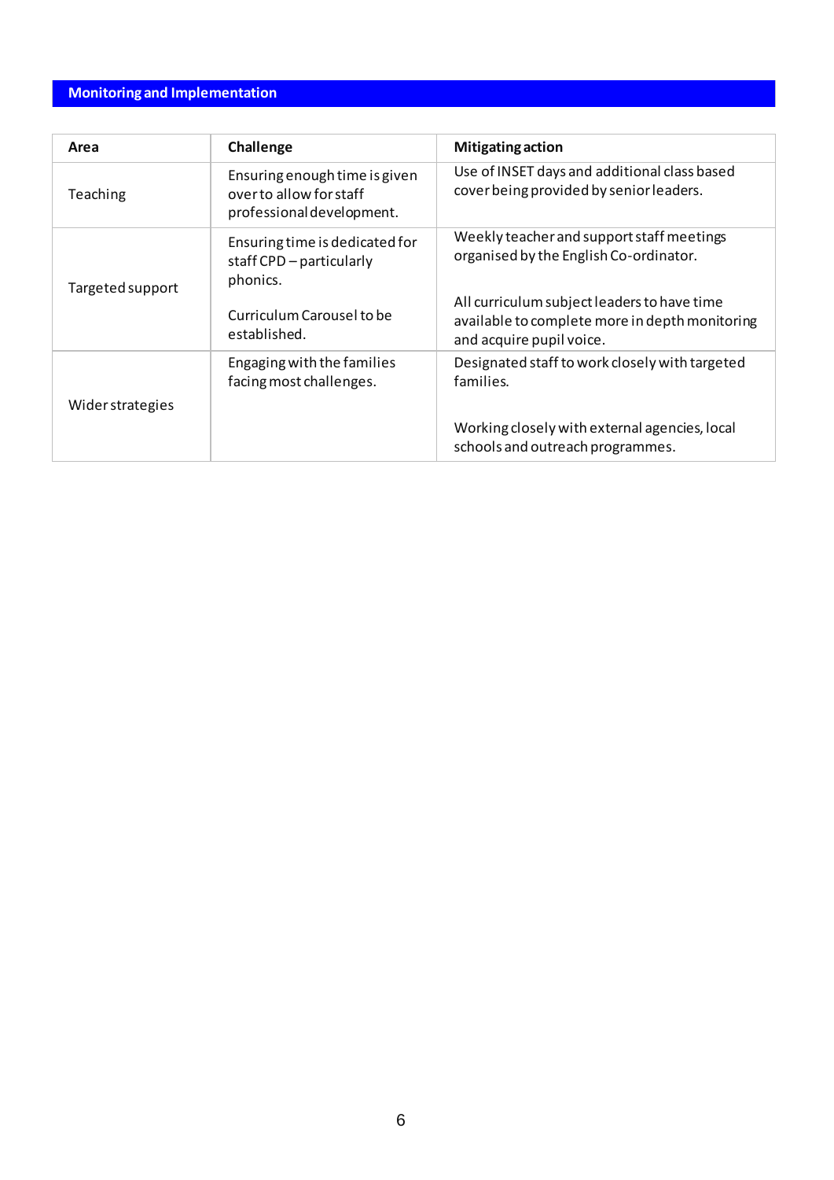## Monitoring and Implementation

| Area | Challenge | Mitigating action |
| --- | --- | --- |
| Teaching | Ensuring enough time is given over to allow for staff professional development. | Use of INSET days and additional class based cover being provided by senior leaders. |
| Targeted support | Ensuring time is dedicated for staff CPD – particularly phonics.<br><br>Curriculum Carousel to be established. | Weekly teacher and support staff meetings organised by the English Co-ordinator.<br><br>All curriculum subject leaders to have time available to complete more in depth monitoring and acquire pupil voice. |
| Wider strategies | Engaging with the families facing most challenges. | Designated staff to work closely with targeted families.<br><br>Working closely with external agencies, local schools and outreach programmes. |